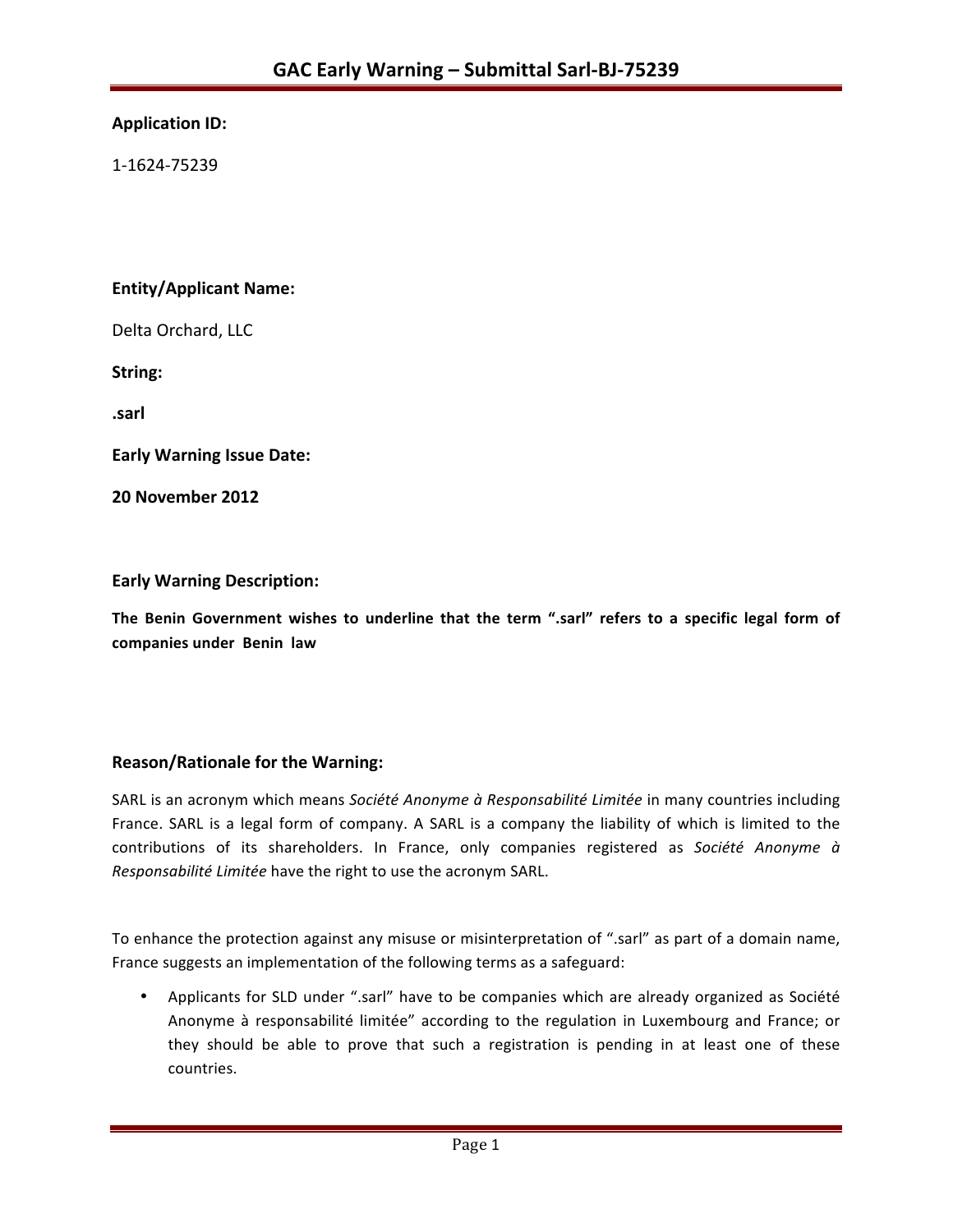# GAC Early Warning – Submittal Sarl-BJ-75239

**Application ID:**

1-1624-75239

**Entity/Applicant Name:**

Delta Orchard, LLC

**String:**

**.sarl**

**Early Warning Issue Date:**

**20 November 2012**

**Early Warning Description:**

**The Benin Government wishes to underline that the term ".sarl" refers to a specific legal form of companies under Benin law**

**Reason/Rationale for the Warning:**

SARL is an acronym which means *Société Anonyme à Responsabilité Limitée* in many countries including France. SARL is a legal form of company. A SARL is a company the liability of which is limited to the contributions of its shareholders. In France, only companies registered as *Société Anonyme à Responsabilité Limitée* have the right to use the acronym SARL.

To enhance the protection against any misuse or misinterpretation of ".sarl" as part of a domain name, France suggests an implementation of the following terms as a safeguard:

- Applicants for SLD under ".sarl" have to be companies which are already organized as Société Anonyme à responsabilité limitée" according to the regulation in Luxembourg and France; or they should be able to prove that such a registration is pending in at least one of these countries.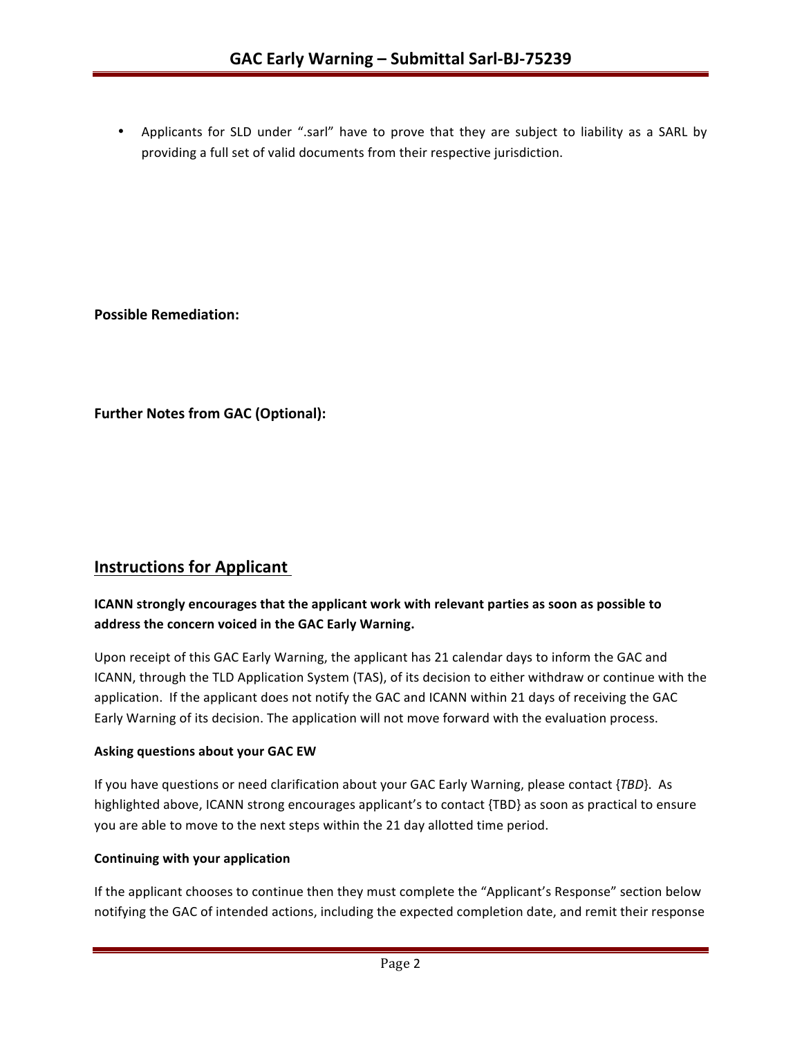- Applicants for SLD under ".sarl" have to prove that they are subject to liability as a SARL by providing a full set of valid documents from their respective jurisdiction.

**Possible Remediation:**

**Further Notes from GAC (Optional):**

## Instructions for Applicant

**ICANN strongly encourages that the applicant work with relevant parties as soon as possible to address the concern voiced in the GAC Early Warning.**

Upon receipt of this GAC Early Warning, the applicant has 21 calendar days to inform the GAC and ICANN, through the TLD Application System (TAS), of its decision to either withdraw or continue with the application. If the applicant does not notify the GAC and ICANN within 21 days of receiving the GAC Early Warning of its decision. The application will not move forward with the evaluation process.

**Asking questions about your GAC EW**

If you have questions or need clarification about your GAC Early Warning, please contact {*TBD*}. As highlighted above, ICANN strong encourages applicant's to contact {TBD} as soon as practical to ensure you are able to move to the next steps within the 21 day allotted time period.

**Continuing with your application**

If the applicant chooses to continue then they must complete the "Applicant's Response" section below notifying the GAC of intended actions, including the expected completion date, and remit their response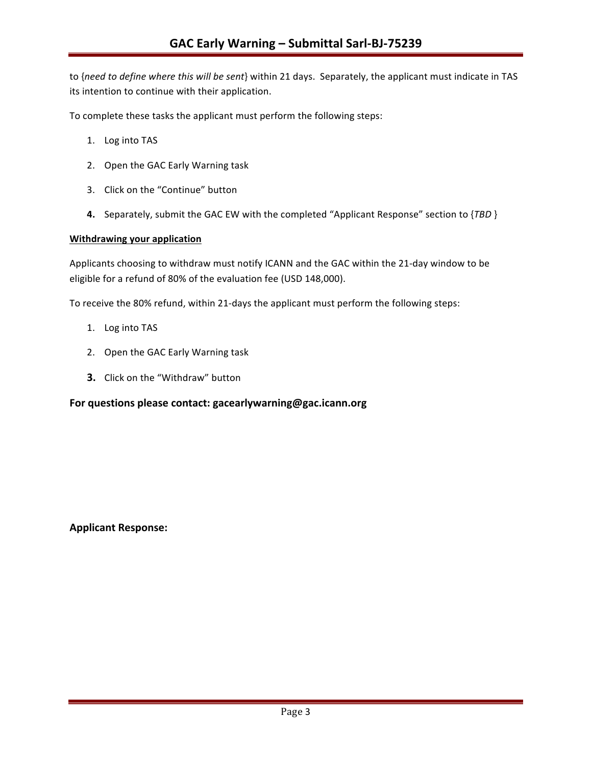to {*need to define where this will be sent*} within 21 days. Separately, the applicant must indicate in TAS its intention to continue with their application.

To complete these tasks the applicant must perform the following steps:

1. Log into TAS
2. Open the GAC Early Warning task
3. Click on the "Continue" button
4. Separately, submit the GAC EW with the completed "Applicant Response" section to {*TBD* }

**Withdrawing your application**

Applicants choosing to withdraw must notify ICANN and the GAC within the 21-day window to be eligible for a refund of 80% of the evaluation fee (USD 148,000).

To receive the 80% refund, within 21-days the applicant must perform the following steps:

1. Log into TAS
2. Open the GAC Early Warning task
3. Click on the "Withdraw" button

### For questions please contact: gacearlywarning@gac.icann.org

### Applicant Response: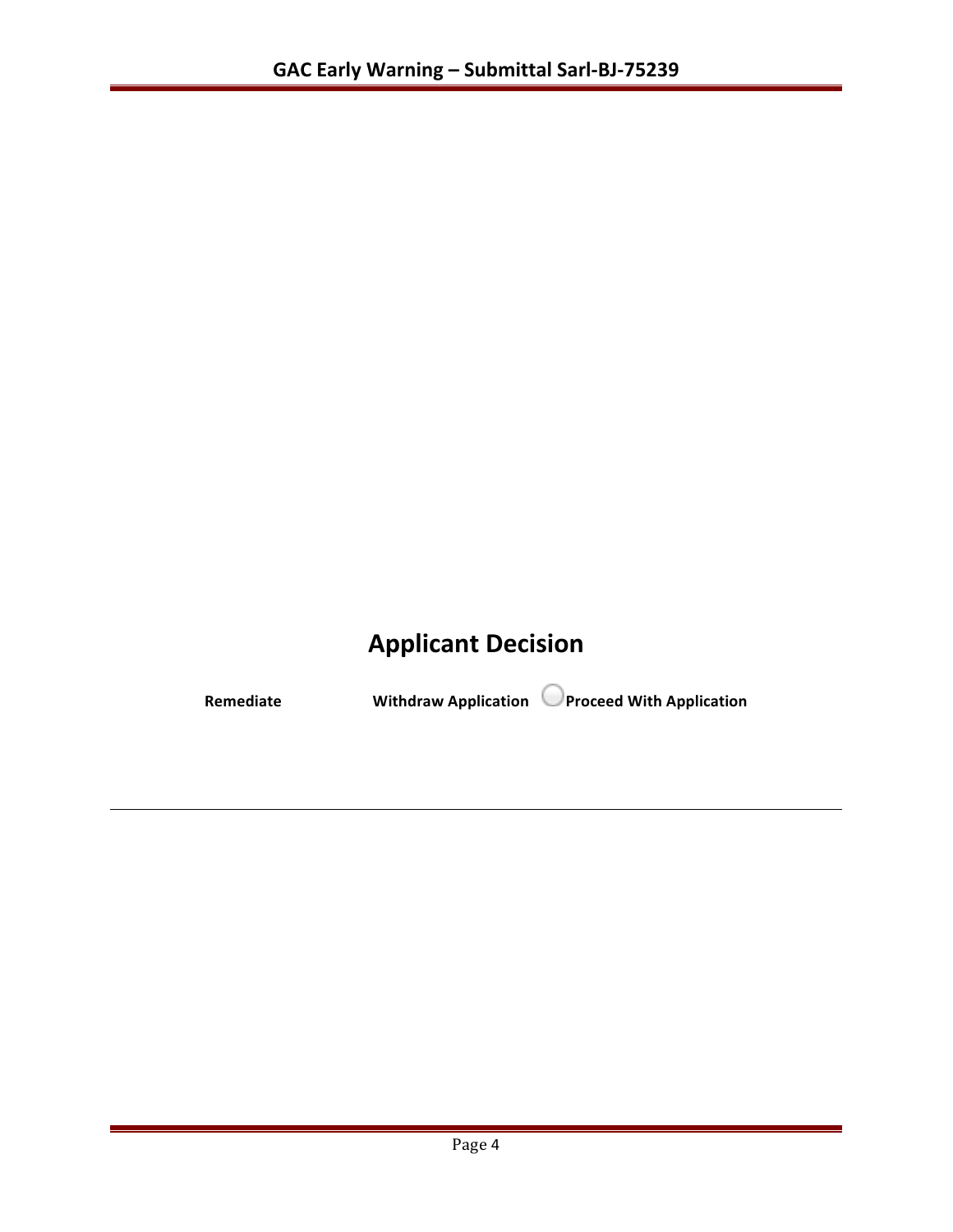## Applicant Decision

**Remediate** **Withdraw Application** **Proceed With Application**

---